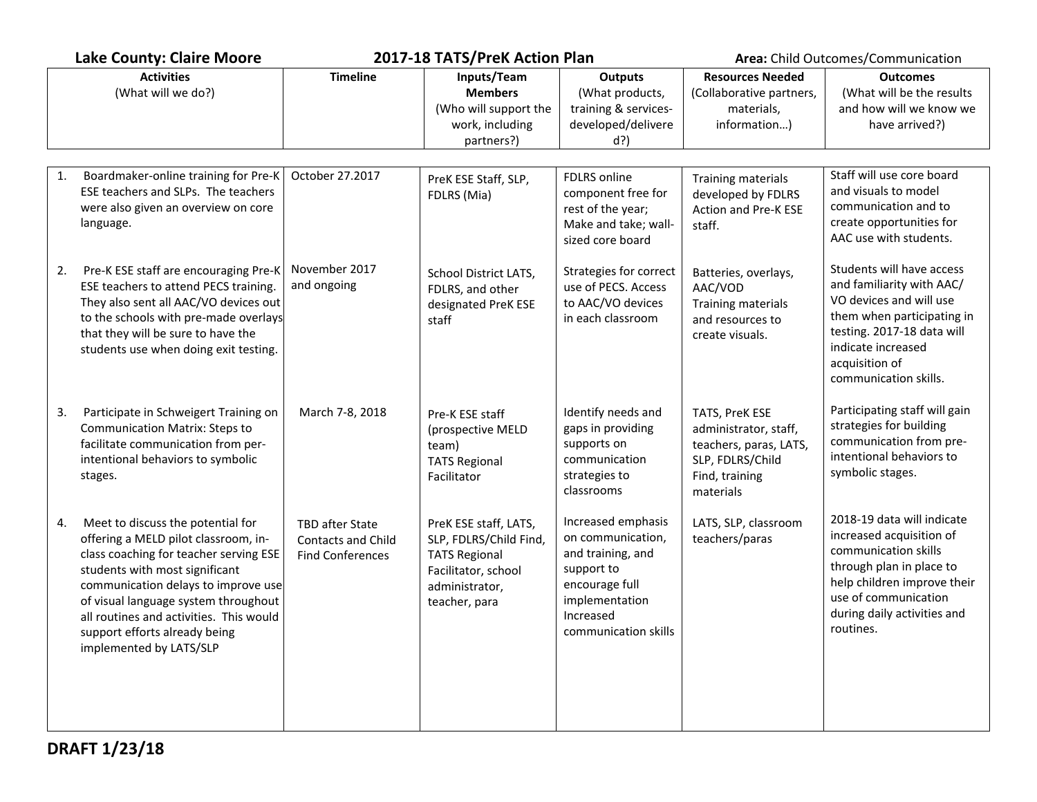**Lake County: Claire Moore** **2017-18 TATS/PreK Action Plan** **Area:** Child Outcomes/Communication

| **Activities** (What will we do?) | **Timeline** | **Inputs/Team Members** (Who will support the work, including partners?) | **Outputs** (What products, training & services-developed/delivered?) | **Resources Needed** (Collaborative partners, materials, information…) | **Outcomes** (What will be the results and how will we know we have arrived?) |
|---|---|---|---|---|---|
| 1. Boardmaker-online training for Pre-K ESE teachers and SLPs. The teachers were also given an overview on core language. | October 27.2017 | PreK ESE Staff, SLP, FDLRS (Mia) | FDLRS online component free for rest of the year; Make and take; wall-sized core board | Training materials developed by FDLRS Action and Pre-K ESE staff. | Staff will use core board and visuals to model communication and to create opportunities for AAC use with students. |
| 2. Pre-K ESE staff are encouraging Pre-K ESE teachers to attend PECS training. They also sent all AAC/VO devices out to the schools with pre-made overlays that they will be sure to have the students use when doing exit testing. | November 2017 and ongoing | School District LATS, FDLRS, and other designated PreK ESE staff | Strategies for correct use of PECS. Access to AAC/VO devices in each classroom | Batteries, overlays, AAC/VOD Training materials and resources to create visuals. | Students will have access and familiarity with AAC/ VO devices and will use them when participating in testing. 2017-18 data will indicate increased acquisition of communication skills. |
| 3. Participate in Schweigert Training on Communication Matrix: Steps to facilitate communication from per-intentional behaviors to symbolic stages. | March 7-8, 2018 | Pre-K ESE staff (prospective MELD team) TATS Regional Facilitator | Identify needs and gaps in providing supports on communication strategies to classrooms | TATS, PreK ESE administrator, staff, teachers, paras, LATS, SLP, FDLRS/Child Find, training materials | Participating staff will gain strategies for building communication from pre-intentional behaviors to symbolic stages. |
| 4. Meet to discuss the potential for offering a MELD pilot classroom, in-class coaching for teacher serving ESE students with most significant communication delays to improve use of visual language system throughout all routines and activities. This would support efforts already being implemented by LATS/SLP | TBD after State Contacts and Child Find Conferences | PreK ESE staff, LATS, SLP, FDLRS/Child Find, TATS Regional Facilitator, school administrator, teacher, para | Increased emphasis on communication, and training, and support to encourage full implementation Increased communication skills | LATS, SLP, classroom teachers/paras | 2018-19 data will indicate increased acquisition of communication skills through plan in place to help children improve their use of communication during daily activities and routines. |

**DRAFT 1/23/18**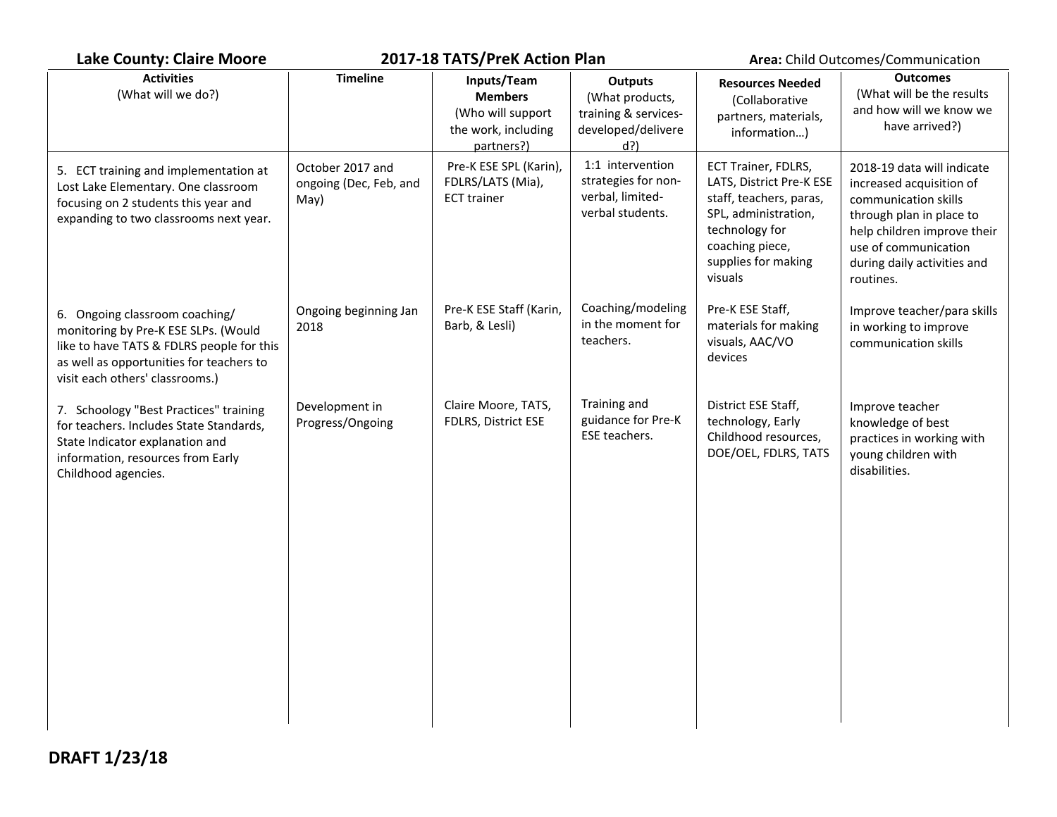**Lake County: Claire Moore** **2017-18 TATS/PreK Action Plan** **Area:** Child Outcomes/Communication

| **Activities** (What will we do?) | **Timeline** | **Inputs/Team Members** (Who will support the work, including partners?) | **Outputs** (What products, training & services-developed/delivered?) | **Resources Needed** (Collaborative partners, materials, information…) | **Outcomes** (What will be the results and how will we know we have arrived?) |
|---|---|---|---|---|---|
| 5. ECT training and implementation at Lost Lake Elementary. One classroom focusing on 2 students this year and expanding to two classrooms next year. | October 2017 and ongoing (Dec, Feb, and May) | Pre-K ESE SPL (Karin), FDLRS/LATS (Mia), ECT trainer | 1:1 intervention strategies for non-verbal, limited-verbal students. | ECT Trainer, FDLRS, LATS, District Pre-K ESE staff, teachers, paras, SPL, administration, technology for coaching piece, supplies for making visuals | 2018-19 data will indicate increased acquisition of communication skills through plan in place to help children improve their use of communication during daily activities and routines. |
| 6. Ongoing classroom coaching/ monitoring by Pre-K ESE SLPs. (Would like to have TATS & FDLRS people for this as well as opportunities for teachers to visit each others' classrooms.) | Ongoing beginning Jan 2018 | Pre-K ESE Staff (Karin, Barb, & Lesli) | Coaching/modeling in the moment for teachers. | Pre-K ESE Staff, materials for making visuals, AAC/VO devices | Improve teacher/para skills in working to improve communication skills |
| 7. Schoology "Best Practices" training for teachers. Includes State Standards, State Indicator explanation and information, resources from Early Childhood agencies. | Development in Progress/Ongoing | Claire Moore, TATS, FDLRS, District ESE | Training and guidance for Pre-K ESE teachers. | District ESE Staff, technology, Early Childhood resources, DOE/OEL, FDLRS, TATS | Improve teacher knowledge of best practices in working with young children with disabilities. |

**DRAFT 1/23/18**